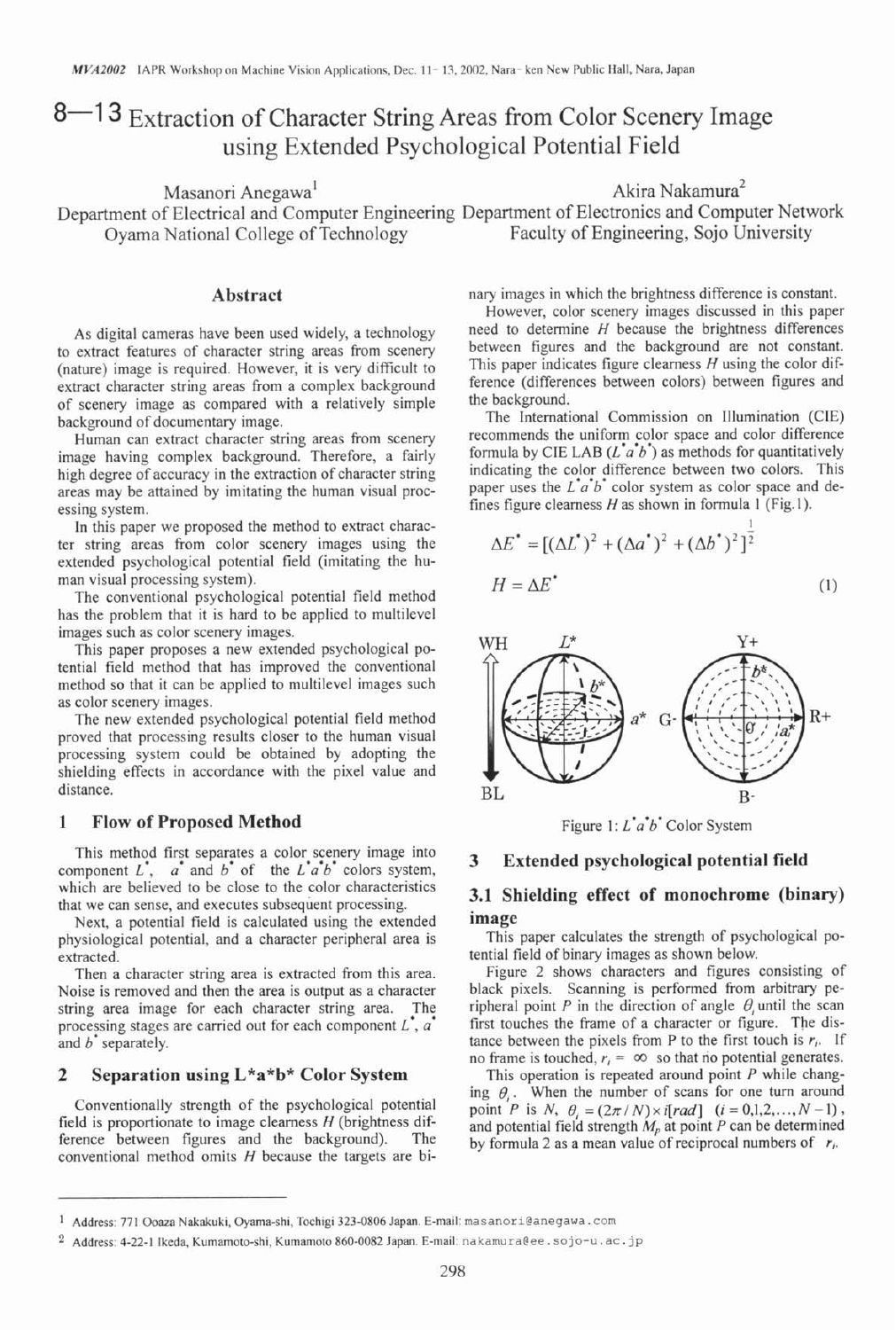# 8—13 Extraction of Character String Areas from Color Scenery Image using Extended Psychological Potential Field

Masanori Anegawa[1]
Department of Electrical and Computer Engineering
Oyama National College of Technology

Akira Nakamura[2]
Department of Electronics and Computer Network
Faculty of Engineering, Sojo University

## Abstract

As digital cameras have been used widely, a technology to extract features of character string areas from scenery (nature) image is required. However, it is very difficult to extract character string areas from a complex background of scenery image as compared with a relatively simple background of documentary image.

Human can extract character string areas from scenery image having complex background. Therefore, a fairly high degree of accuracy in the extraction of character string areas may be attained by imitating the human visual processing system.

In this paper we proposed the method to extract character string areas from color scenery images using the extended psychological potential field (imitating the human visual processing system).

The conventional psychological potential field method has the problem that it is hard to be applied to multilevel images such as color scenery images.

This paper proposes a new extended psychological potential field method that has improved the conventional method so that it can be applied to multilevel images such as color scenery images.

The new extended psychological potential field method proved that processing results closer to the human visual processing system could be obtained by adopting the shielding effects in accordance with the pixel value and distance.

## 1 Flow of Proposed Method

This method first separates a color scenery image into component $L^*$, $a^*$ and $b^*$ of the $L^*a^*b^*$ colors system, which are believed to be close to the color characteristics that we can sense, and executes subsequent processing.

Next, a potential field is calculated using the extended physiological potential, and a character peripheral area is extracted.

Then a character string area is extracted from this area. Noise is removed and then the area is output as a character string area image for each character string area. The processing stages are carried out for each component $L^*$, $a^*$ and $b^*$ separately.

## 2 Separation using L\*a\*b\* Color System

Conventionally strength of the psychological potential field is proportionate to image clearness $H$ (brightness difference between figures and the background). The conventional method omits $H$ because the targets are binary images in which the brightness difference is constant.

However, color scenery images discussed in this paper need to determine $H$ because the brightness differences between figures and the background are not constant. This paper indicates figure clearness $H$ using the color difference (differences between colors) between figures and the background.

The International Commission on Illumination (CIE) recommends the uniform color space and color difference formula by CIE LAB ($L^*a^*b^*$) as methods for quantitatively indicating the color difference between two colors. This paper uses the $L^*a^*b^*$ color system as color space and defines figure clearness $H$ as shown in formula 1 (Fig.1).

$$\Delta E^* = [(\Delta L^*)^2 + (\Delta a^*)^2 + (\Delta b^*)^2]^{\frac{1}{2}}$$

$$H = \Delta E^* \tag{1}$$

Figure 1: $L^*a^*b^*$ Color System

## 3 Extended psychological potential field

### 3.1 Shielding effect of monochrome (binary) image

This paper calculates the strength of psychological potential field of binary images as shown below.

Figure 2 shows characters and figures consisting of black pixels. Scanning is performed from arbitrary peripheral point $P$ in the direction of angle $\theta_i$ until the scan first touches the frame of a character or figure. The distance between the pixels from P to the first touch is $r_i$. If no frame is touched, $r_i = \infty$ so that no potential generates.

This operation is repeated around point $P$ while changing $\theta_i$. When the number of scans for one turn around point $P$ is $N$, $\theta_i = (2\pi / N) \times i[rad]$ $(i = 0,1,2,\ldots,N-1)$, and potential field strength $M_p$ at point $P$ can be determined by formula 2 as a mean value of reciprocal numbers of $r_i$.

---

[1] Address: 771 Ooaza Nakakuki, Oyama-shi, Tochigi 323-0806 Japan. E-mail: masanori@anegawa.com

[2] Address: 4-22-1 Ikeda, Kumamoto-shi, Kumamoto 860-0082 Japan. E-mail: nakamura@ee.sojo-u.ac.jp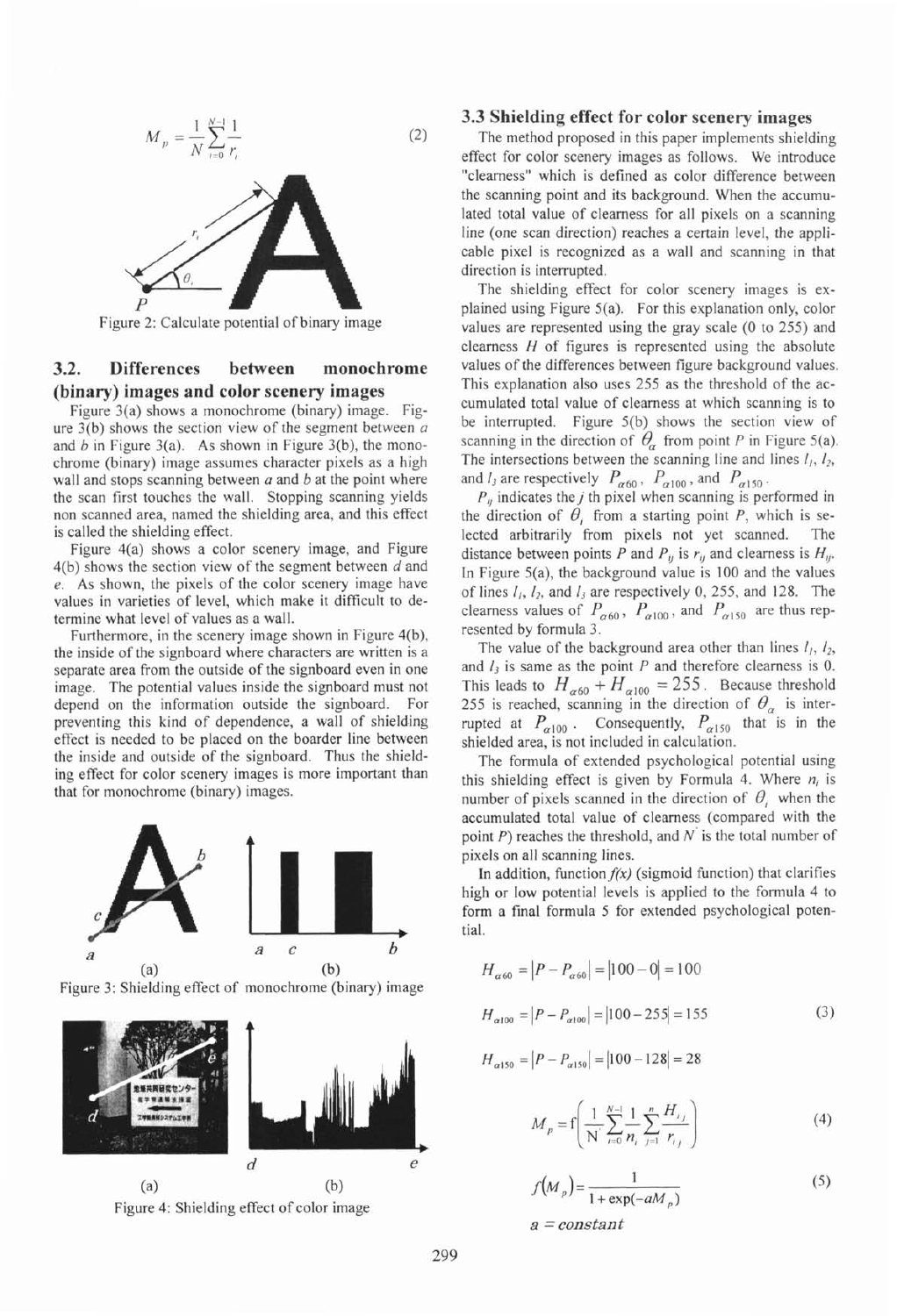$$M_p = \frac{1}{N}\sum_{i=0}^{N-1}\frac{1}{r_i} \tag{2}$$

Figure 2: Calculate potential of binary image

### 3.2. Differences between monochrome (binary) images and color scenery images

Figure 3(a) shows a monochrome (binary) image. Figure 3(b) shows the section view of the segment between *a* and *b* in Figure 3(a). As shown in Figure 3(b), the monochrome (binary) image assumes character pixels as a high wall and stops scanning between *a* and *b* at the point where the scan first touches the wall. Stopping scanning yields non scanned area, named the shielding area, and this effect is called the shielding effect.

Figure 4(a) shows a color scenery image, and Figure 4(b) shows the section view of the segment between *d* and *e*. As shown, the pixels of the color scenery image have values in varieties of level, which make it difficult to determine what level of values as a wall.

Furthermore, in the scenery image shown in Figure 4(b), the inside of the signboard where characters are written is a separate area from the outside of the signboard even in one image. The potential values inside the signboard must not depend on the information outside the signboard. For preventing this kind of dependence, a wall of shielding effect is needed to be placed on the boarder line between the inside and outside of the signboard. Thus the shielding effect for color scenery images is more important than that for monochrome (binary) images.

Figure 3: Shielding effect of monochrome (binary) image

Figure 4: Shielding effect of color image

### 3.3 Shielding effect for color scenery images

The method proposed in this paper implements shielding effect for color scenery images as follows. We introduce "clearness" which is defined as color difference between the scanning point and its background. When the accumulated total value of clearness for all pixels on a scanning line (one scan direction) reaches a certain level, the applicable pixel is recognized as a wall and scanning in that direction is interrupted.

The shielding effect for color scenery images is explained using Figure 5(a). For this explanation only, color values are represented using the gray scale (0 to 255) and clearness $H$ of figures is represented using the absolute values of the differences between figure background values. This explanation also uses 255 as the threshold of the accumulated total value of clearness at which scanning is to be interrupted. Figure 5(b) shows the section view of scanning in the direction of $\theta_\alpha$ from point $P$ in Figure 5(a). The intersections between the scanning line and lines $l_1$, $l_2$, and $l_3$ are respectively $P_{\alpha 60}$, $P_{\alpha 100}$, and $P_{\alpha 150}$.

$P_{ij}$ indicates the $j$ th pixel when scanning is performed in the direction of $\theta_i$ from a starting point $P$, which is selected arbitrarily from pixels not yet scanned. The distance between points $P$ and $P_{ij}$ is $r_{ij}$ and clearness is $H_{ij}$. In Figure 5(a), the background value is 100 and the values of lines $l_1$, $l_2$, and $l_3$ are respectively 0, 255, and 128. The clearness values of $P_{\alpha 60}$, $P_{\alpha 100}$, and $P_{\alpha 150}$ are thus represented by formula 3.

The value of the background area other than lines $l_1$, $l_2$, and $l_3$ is same as the point $P$ and therefore clearness is 0. This leads to $H_{\alpha 60} + H_{\alpha 100} = 255$. Because threshold 255 is reached, scanning in the direction of $\theta_\alpha$ is interrupted at $P_{\alpha 100}$. Consequently, $P_{\alpha 150}$ that is in the shielded area, is not included in calculation.

The formula of extended psychological potential using this shielding effect is given by Formula 4. Where $n_i$ is number of pixels scanned in the direction of $\theta_i$ when the accumulated total value of clearness (compared with the point $P$) reaches the threshold, and $N'$ is the total number of pixels on all scanning lines.

In addition, function *f(x)* (sigmoid function) that clarifies high or low potential levels is applied to the formula 4 to form a final formula 5 for extended psychological potential.

$$\begin{aligned}
H_{\alpha 60} &= |P - P_{\alpha 60}| = |100 - 0| = 100 \\
H_{\alpha 100} &= |P - P_{\alpha 100}| = |100 - 255| = 155 \\
H_{\alpha 150} &= |P - P_{\alpha 150}| = |100 - 128| = 28
\end{aligned} \tag{3}$$

$$M_p = f\left(\frac{1}{N'}\sum_{i=0}^{N-1}\frac{1}{n_i}\sum_{j=1}^{n_i}\frac{H_{ij}}{r_{ij}}\right) \tag{4}$$

$$f(M_p) = \frac{1}{1+\exp(-aM_p)} \tag{5}$$

$a = constant$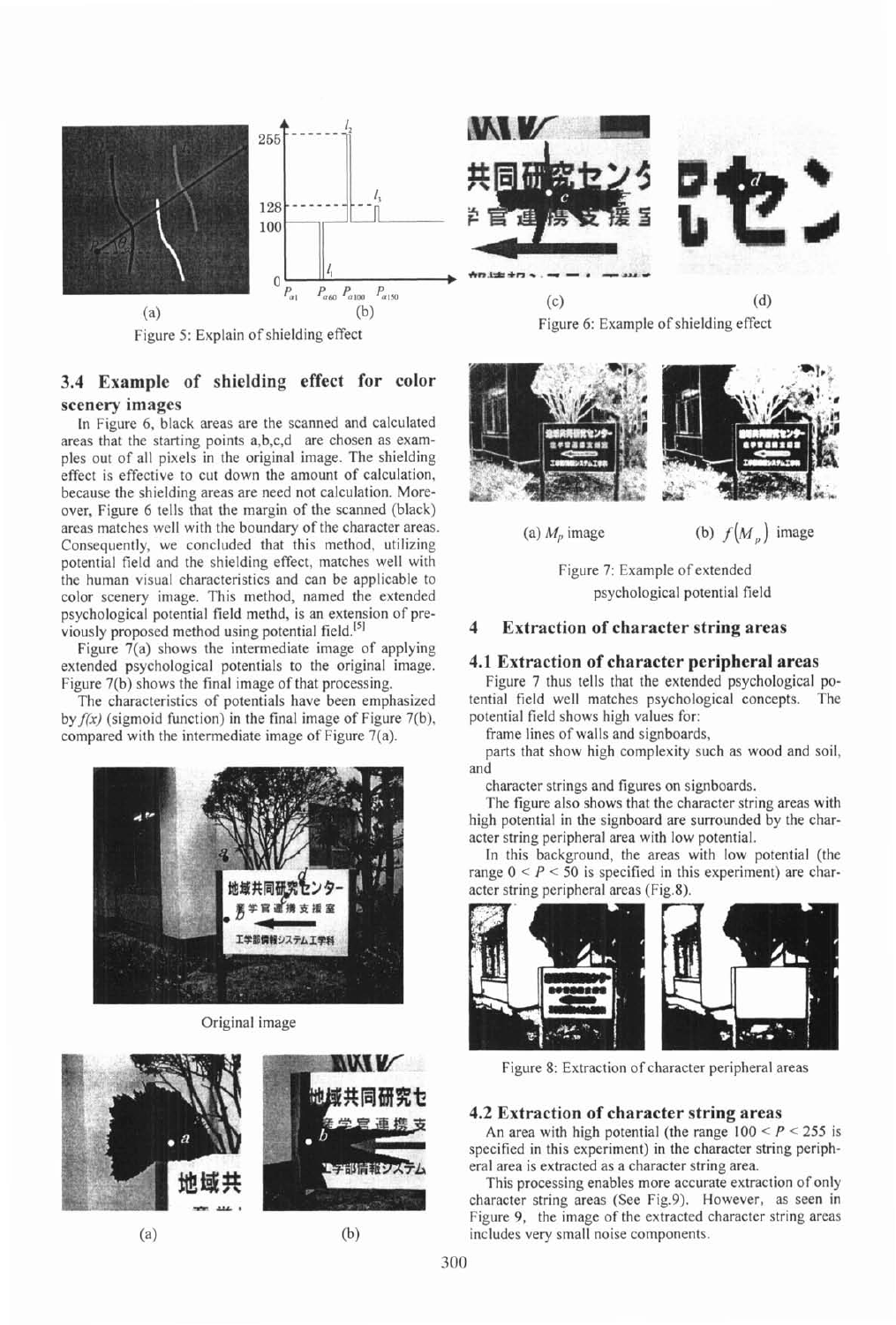Figure 5: Explain of shielding effect

Figure 6: Example of shielding effect

## 3.4 Example of shielding effect for color scenery images

In Figure 6, black areas are the scanned and calculated areas that the starting points a,b,c,d are chosen as examples out of all pixels in the original image. The shielding effect is effective to cut down the amount of calculation, because the shielding areas are need not calculation. Moreover, Figure 6 tells that the margin of the scanned (black) areas matches well with the boundary of the character areas. Consequently, we concluded that this method, utilizing potential field and the shielding effect, matches well with the human visual characteristics and can be applicable to color scenery image. This method, named the extended psychological potential field methd, is an extension of previously proposed method using potential field.[5]

Figure 7(a) shows the intermediate image of applying extended psychological potentials to the original image. Figure 7(b) shows the final image of that processing.

The characteristics of potentials have been emphasized by $f(x)$ (sigmoid function) in the final image of Figure 7(b), compared with the intermediate image of Figure 7(a).

Original image

(a) (b)

(a) $M_p$ image (b) $f(M_p)$ image

Figure 7: Example of extended psychological potential field

## 4 Extraction of character string areas

### 4.1 Extraction of character peripheral areas

Figure 7 thus tells that the extended psychological potential field well matches psychological concepts. The potential field shows high values for:

frame lines of walls and signboards,

parts that show high complexity such as wood and soil, and

character strings and figures on signboards.

The figure also shows that the character string areas with high potential in the signboard are surrounded by the character string peripheral area with low potential.

In this background, the areas with low potential (the range $0 < P < 50$ is specified in this experiment) are character string peripheral areas (Fig.8).

Figure 8: Extraction of character peripheral areas

### 4.2 Extraction of character string areas

An area with high potential (the range $100 < P < 255$ is specified in this experiment) in the character string peripheral area is extracted as a character string area.

This processing enables more accurate extraction of only character string areas (See Fig.9). However, as seen in Figure 9, the image of the extracted character string areas includes very small noise components.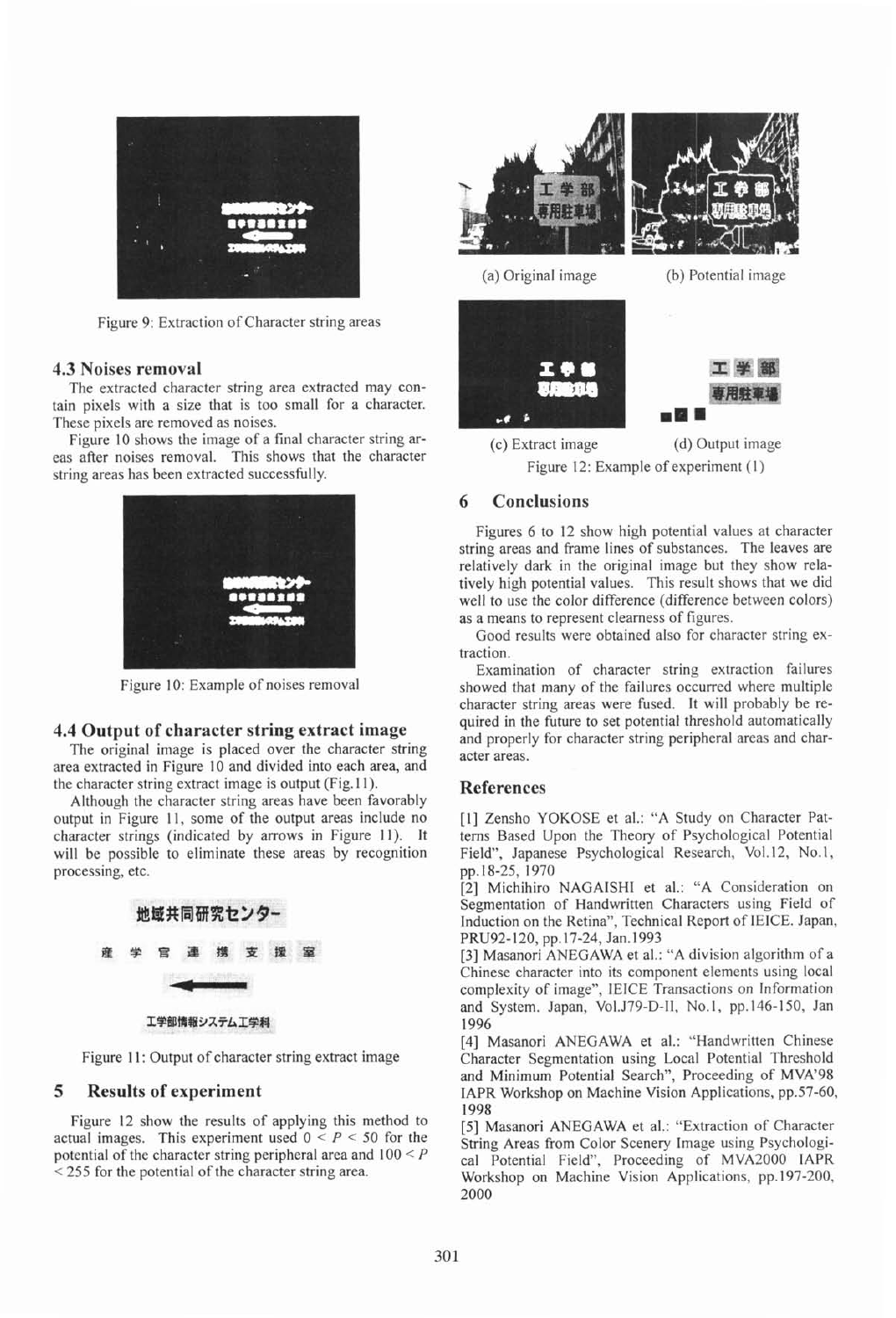Figure 9: Extraction of Character string areas

### 4.3 Noises removal

The extracted character string area extracted may contain pixels with a size that is too small for a character. These pixels are removed as noises.

Figure 10 shows the image of a final character string areas after noises removal. This shows that the character string areas has been extracted successfully.

Figure 10: Example of noises removal

### 4.4 Output of character string extract image

The original image is placed over the character string area extracted in Figure 10 and divided into each area, and the character string extract image is output (Fig.11).

Although the character string areas have been favorably output in Figure 11, some of the output areas include no character strings (indicated by arrows in Figure 11). It will be possible to eliminate these areas by recognition processing, etc.

Figure 11: Output of character string extract image

## 5 Results of experiment

Figure 12 show the results of applying this method to actual images. This experiment used $0 < P < 50$ for the potential of the character string peripheral area and $100 < P < 255$ for the potential of the character string area.

(a) Original image

(b) Potential image

(c) Extract image

(d) Output image

Figure 12: Example of experiment (1)

## 6 Conclusions

Figures 6 to 12 show high potential values at character string areas and frame lines of substances. The leaves are relatively dark in the original image but they show relatively high potential values. This result shows that we did well to use the color difference (difference between colors) as a means to represent clearness of figures.

Good results were obtained also for character string extraction.

Examination of character string extraction failures showed that many of the failures occurred where multiple character string areas were fused. It will probably be required in the future to set potential threshold automatically and properly for character string peripheral areas and character areas.

## References

[1] Zensho YOKOSE et al.: "A Study on Character Patterns Based Upon the Theory of Psychological Potential Field", Japanese Psychological Research, Vol.12, No.1, pp.18-25, 1970

[2] Michihiro NAGAISHI et al.: "A Consideration on Segmentation of Handwritten Characters using Field of Induction on the Retina", Technical Report of IEICE. Japan, PRU92-120, pp.17-24, Jan.1993

[3] Masanori ANEGAWA et al.: "A division algorithm of a Chinese character into its component elements using local complexity of image", IEICE Transactions on Information and System. Japan, Vol.J79-D-II, No.1, pp.146-150, Jan 1996

[4] Masanori ANEGAWA et al.: "Handwritten Chinese Character Segmentation using Local Potential Threshold and Minimum Potential Search", Proceeding of MVA'98 IAPR Workshop on Machine Vision Applications, pp.57-60, 1998

[5] Masanori ANEGAWA et al.: "Extraction of Character String Areas from Color Scenery Image using Psychological Potential Field", Proceeding of MVA2000 IAPR Workshop on Machine Vision Applications, pp.197-200, 2000